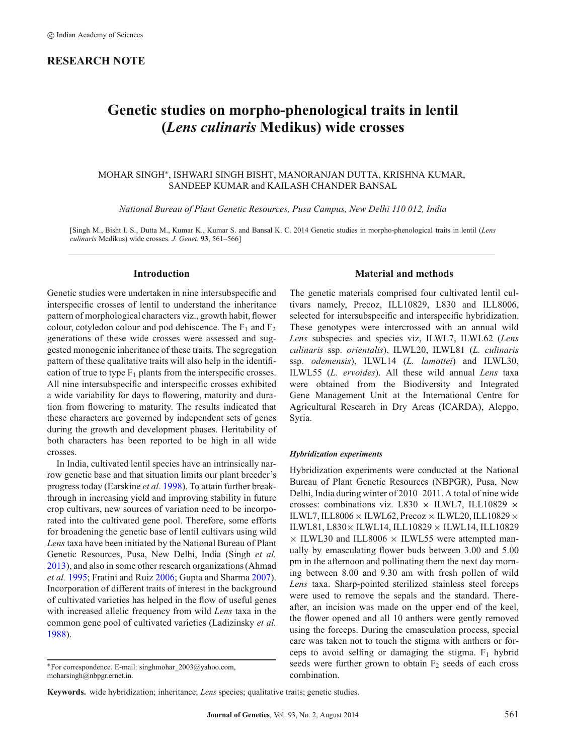© Indian Academy of Sciences

**RESEARCH NOTE**

# Genetic studies on morpho-phenological traits in lentil (*Lens culinaris* Medikus) wide crosses

MOHAR SINGH*, ISHWARI SINGH BISHT, MANORANJAN DUTTA, KRISHNA KUMAR, SANDEEP KUMAR and KAILASH CHANDER BANSAL

*National Bureau of Plant Genetic Resources, Pusa Campus, New Delhi 110 012, India*

[Singh M., Bisht I. S., Dutta M., Kumar K., Kumar S. and Bansal K. C. 2014 Genetic studies in morpho-phenological traits in lentil (*Lens culinaris* Medikus) wide crosses. *J. Genet.* **93**, 561–566]

## Introduction

Genetic studies were undertaken in nine intersubspecific and interspecific crosses of lentil to understand the inheritance pattern of morphological characters viz., growth habit, flower colour, cotyledon colour and pod dehiscence. The $F_1$ and $F_2$ generations of these wide crosses were assessed and suggested monogenic inheritance of these traits. The segregation pattern of these qualitative traits will also help in the identification of true to type $F_1$ plants from the interspecific crosses. All nine intersubspecific and interspecific crosses exhibited a wide variability for days to flowering, maturity and duration from flowering to maturity. The results indicated that these characters are governed by independent sets of genes during the growth and development phases. Heritability of both characters has been reported to be high in all wide crosses.

In India, cultivated lentil species have an intrinsically narrow genetic base and that situation limits our plant breeder's progress today (Earskine *et al*. 1998). To attain further breakthrough in increasing yield and improving stability in future crop cultivars, new sources of variation need to be incorporated into the cultivated gene pool. Therefore, some efforts for broadening the genetic base of lentil cultivars using wild *Lens* taxa have been initiated by the National Bureau of Plant Genetic Resources, Pusa, New Delhi, India (Singh *et al.* 2013), and also in some other research organizations (Ahmad *et al.* 1995; Fratini and Ruiz 2006; Gupta and Sharma 2007). Incorporation of different traits of interest in the background of cultivated varieties has helped in the flow of useful genes with increased allelic frequency from wild *Lens* taxa in the common gene pool of cultivated varieties (Ladizinsky *et al.* 1988).

## Material and methods

The genetic materials comprised four cultivated lentil cultivars namely, Precoz, ILL10829, L830 and ILL8006, selected for intersubspecific and interspecific hybridization. These genotypes were intercrossed with an annual wild *Lens* subspecies and species viz, ILWL7, ILWL62 (*Lens culinaris* ssp. *orientalis*), ILWL20, ILWL81 (*L. culinaris* ssp. *odemensis*), ILWL14 (*L. lamottei*) and ILWL30, ILWL55 (*L. ervoides*). All these wild annual *Lens* taxa were obtained from the Biodiversity and Integrated Gene Management Unit at the International Centre for Agricultural Research in Dry Areas (ICARDA), Aleppo, Syria.

### *Hybridization experiments*

Hybridization experiments were conducted at the National Bureau of Plant Genetic Resources (NBPGR), Pusa, New Delhi, India during winter of 2010–2011. A total of nine wide crosses: combinations viz. L830 × ILWL7, ILL10829 × ILWL7, ILL8006 × ILWL62, Precoz × ILWL20, ILL10829 × ILWL81, L830 × ILWL14, ILL10829 × ILWL14, ILL10829 × ILWL30 and ILL8006 × ILWL55 were attempted manually by emasculating flower buds between 3.00 and 5.00 pm in the afternoon and pollinating them the next day morning between 8.00 and 9.30 am with fresh pollen of wild *Lens* taxa. Sharp-pointed sterilized stainless steel forceps were used to remove the sepals and the standard. Thereafter, an incision was made on the upper end of the keel, the flower opened and all 10 anthers were gently removed using the forceps. During the emasculation process, special care was taken not to touch the stigma with anthers or forceps to avoid selfing or damaging the stigma. $F_1$ hybrid seeds were further grown to obtain $F_2$ seeds of each cross combination.

*For correspondence. E-mail: singhmohar_2003@yahoo.com, moharsingh@nbpgr.ernet.in.

**Keywords.** wide hybridization; inheritance; *Lens* species; qualitative traits; genetic studies.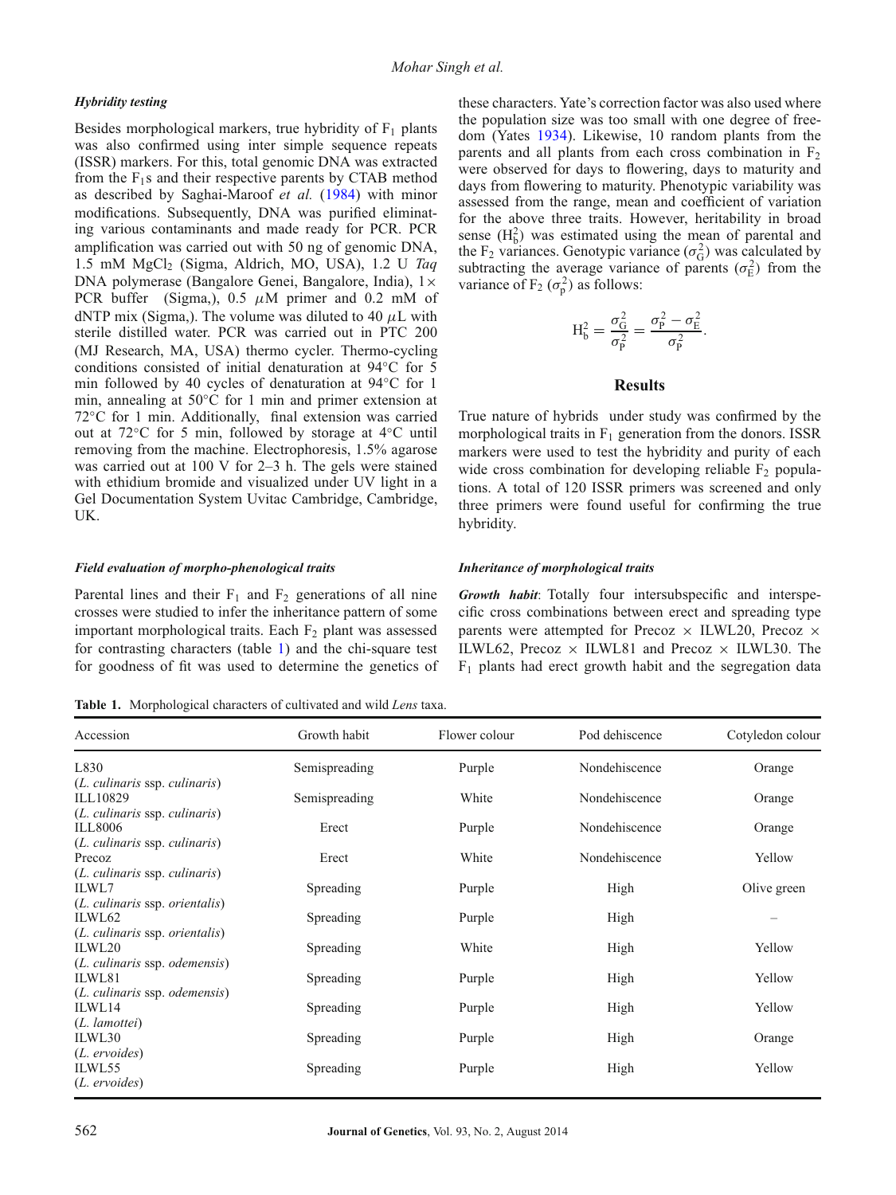### *Hybridity testing*

Besides morphological markers, true hybridity of $F_1$ plants was also confirmed using inter simple sequence repeats (ISSR) markers. For this, total genomic DNA was extracted from the $F_1$s and their respective parents by CTAB method as described by Saghai-Maroof *et al.* (1984) with minor modifications. Subsequently, DNA was purified eliminating various contaminants and made ready for PCR. PCR amplification was carried out with 50 ng of genomic DNA, 1.5 mM $MgCl_2$ (Sigma, Aldrich, MO, USA), 1.2 U *Taq* DNA polymerase (Bangalore Genei, Bangalore, India), 1× PCR buffer (Sigma,), 0.5 $\mu$M primer and 0.2 mM of dNTP mix (Sigma,). The volume was diluted to 40 $\mu$L with sterile distilled water. PCR was carried out in PTC 200 (MJ Research, MA, USA) thermo cycler. Thermo-cycling conditions consisted of initial denaturation at 94°C for 5 min followed by 40 cycles of denaturation at 94°C for 1 min, annealing at 50°C for 1 min and primer extension at 72°C for 1 min. Additionally, final extension was carried out at 72°C for 5 min, followed by storage at 4°C until removing from the machine. Electrophoresis, 1.5% agarose was carried out at 100 V for 2–3 h. The gels were stained with ethidium bromide and visualized under UV light in a Gel Documentation System Uvitac Cambridge, Cambridge, UK.

### *Field evaluation of morpho-phenological traits*

Parental lines and their $F_1$ and $F_2$ generations of all nine crosses were studied to infer the inheritance pattern of some important morphological traits. Each $F_2$ plant was assessed for contrasting characters (table 1) and the chi-square test for goodness of fit was used to determine the genetics of these characters. Yate's correction factor was also used where the population size was too small with one degree of freedom (Yates 1934). Likewise, 10 random plants from the parents and all plants from each cross combination in $F_2$ were observed for days to flowering, days to maturity and days from flowering to maturity. Phenotypic variability was assessed from the range, mean and coefficient of variation for the above three traits. However, heritability in broad sense ($H_b^2$) was estimated using the mean of parental and the $F_2$ variances. Genotypic variance ($\sigma_G^2$) was calculated by subtracting the average variance of parents ($\sigma_E^2$) from the variance of $F_2$ ($\sigma_P^2$) as follows:

$$H_b^2 = \frac{\sigma_G^2}{\sigma_P^2} = \frac{\sigma_P^2 - \sigma_E^2}{\sigma_P^2}.$$

## Results

True nature of hybrids under study was confirmed by the morphological traits in $F_1$ generation from the donors. ISSR markers were used to test the hybridity and purity of each wide cross combination for developing reliable $F_2$ populations. A total of 120 ISSR primers was screened and only three primers were found useful for confirming the true hybridity.

### *Inheritance of morphological traits*

***Growth habit***: Totally four intersubspecific and interspecific cross combinations between erect and spreading type parents were attempted for Precoz × ILWL20, Precoz × ILWL62, Precoz × ILWL81 and Precoz × ILWL30. The $F_1$ plants had erect growth habit and the segregation data

**Table 1.** Morphological characters of cultivated and wild *Lens* taxa.

| Accession | Growth habit | Flower colour | Pod dehiscence | Cotyledon colour |
|---|---|---|---|---|
| L830 (*L. culinaris* ssp. *culinaris*) | Semispreading | Purple | Nondehiscence | Orange |
| ILL10829 (*L. culinaris* ssp. *culinaris*) | Semispreading | White | Nondehiscence | Orange |
| ILL8006 (*L. culinaris* ssp. *culinaris*) | Erect | Purple | Nondehiscence | Orange |
| Precoz (*L. culinaris* ssp. *culinaris*) | Erect | White | Nondehiscence | Yellow |
| ILWL7 (*L. culinaris* ssp. *orientalis*) | Spreading | Purple | High | Olive green |
| ILWL62 (*L. culinaris* ssp. *orientalis*) | Spreading | Purple | High | – |
| ILWL20 (*L. culinaris* ssp. *odemensis*) | Spreading | White | High | Yellow |
| ILWL81 (*L. culinaris* ssp. *odemensis*) | Spreading | Purple | High | Yellow |
| ILWL14 (*L. lamottei*) | Spreading | Purple | High | Yellow |
| ILWL30 (*L. ervoides*) | Spreading | Purple | High | Orange |
| ILWL55 (*L. ervoides*) | Spreading | Purple | High | Yellow |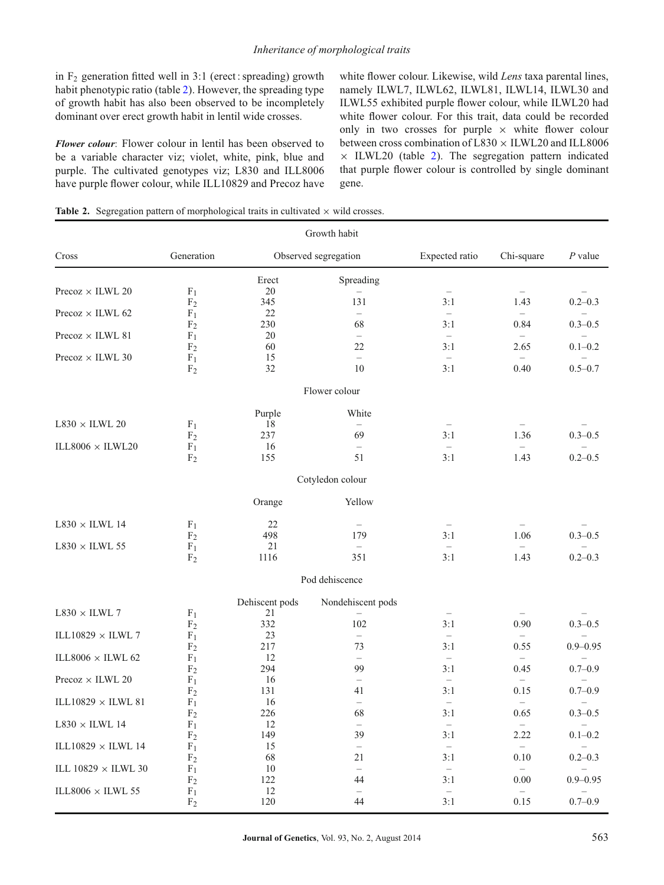in $F_2$ generation fitted well in 3:1 (erect : spreading) growth habit phenotypic ratio (table 2). However, the spreading type of growth habit has also been observed to be incompletely dominant over erect growth habit in lentil wide crosses.

***Flower colour***: Flower colour in lentil has been observed to be a variable character viz; violet, white, pink, blue and purple. The cultivated genotypes viz; L830 and ILL8006 have purple flower colour, while ILL10829 and Precoz have white flower colour. Likewise, wild *Lens* taxa parental lines, namely ILWL7, ILWL62, ILWL81, ILWL14, ILWL30 and ILWL55 exhibited purple flower colour, while ILWL20 had white flower colour. For this trait, data could be recorded only in two crosses for purple × white flower colour between cross combination of L830 × ILWL20 and ILL8006 × ILWL20 (table 2). The segregation pattern indicated that purple flower colour is controlled by single dominant gene.

**Table 2.** Segregation pattern of morphological traits in cultivated × wild crosses.

| Cross | Generation | Observed segregation | | Expected ratio | Chi-square | *P* value |
|---|---|---|---|---|---|---|
| **Growth habit** | | | | | | |
| | | Erect | Spreading | | | |
| Precoz × ILWL 20 | $F_1$ | 20 | – | – | – | – |
| | $F_2$ | 345 | 131 | 3:1 | 1.43 | 0.2–0.3 |
| Precoz × ILWL 62 | $F_1$ | 22 | – | – | – | – |
| | $F_2$ | 230 | 68 | 3:1 | 0.84 | 0.3–0.5 |
| Precoz × ILWL 81 | $F_1$ | 20 | – | – | – | – |
| | $F_2$ | 60 | 22 | 3:1 | 2.65 | 0.1–0.2 |
| Precoz × ILWL 30 | $F_1$ | 15 | – | – | – | – |
| | $F_2$ | 32 | 10 | 3:1 | 0.40 | 0.5–0.7 |
| **Flower colour** | | | | | | |
| | | Purple | White | | | |
| L830 × ILWL 20 | $F_1$ | 18 | – | – | – | – |
| | $F_2$ | 237 | 69 | 3:1 | 1.36 | 0.3–0.5 |
| ILL8006 × ILWL20 | $F_1$ | 16 | – | – | – | – |
| | $F_2$ | 155 | 51 | 3:1 | 1.43 | 0.2–0.5 |
| **Cotyledon colour** | | | | | | |
| | | Orange | Yellow | | | |
| L830 × ILWL 14 | $F_1$ | 22 | – | – | – | – |
| | $F_2$ | 498 | 179 | 3:1 | 1.06 | 0.3–0.5 |
| L830 × ILWL 55 | $F_1$ | 21 | – | – | – | – |
| | $F_2$ | 1116 | 351 | 3:1 | 1.43 | 0.2–0.3 |
| **Pod dehiscence** | | | | | | |
| | | Dehiscent pods | Nondehiscent pods | | | |
| L830 × ILWL 7 | $F_1$ | 21 | – | – | – | – |
| | $F_2$ | 332 | 102 | 3:1 | 0.90 | 0.3–0.5 |
| ILL10829 × ILWL 7 | $F_1$ | 23 | – | – | – | – |
| | $F_2$ | 217 | 73 | 3:1 | 0.55 | 0.9–0.95 |
| ILL8006 × ILWL 62 | $F_1$ | 12 | – | – | – | – |
| | $F_2$ | 294 | 99 | 3:1 | 0.45 | 0.7–0.9 |
| Precoz × ILWL 20 | $F_1$ | 16 | – | – | – | – |
| | $F_2$ | 131 | 41 | 3:1 | 0.15 | 0.7–0.9 |
| ILL10829 × ILWL 81 | $F_1$ | 16 | – | – | – | – |
| | $F_2$ | 226 | 68 | 3:1 | 0.65 | 0.3–0.5 |
| L830 × ILWL 14 | $F_1$ | 12 | – | – | – | – |
| | $F_2$ | 149 | 39 | 3:1 | 2.22 | 0.1–0.2 |
| ILL10829 × ILWL 14 | $F_1$ | 15 | – | – | – | – |
| | $F_2$ | 68 | 21 | 3:1 | 0.10 | 0.2–0.3 |
| ILL 10829 × ILWL 30 | $F_1$ | 10 | – | – | – | – |
| | $F_2$ | 122 | 44 | 3:1 | 0.00 | 0.9–0.95 |
| ILL8006 × ILWL 55 | $F_1$ | 12 | – | – | – | – |
| | $F_2$ | 120 | 44 | 3:1 | 0.15 | 0.7–0.9 |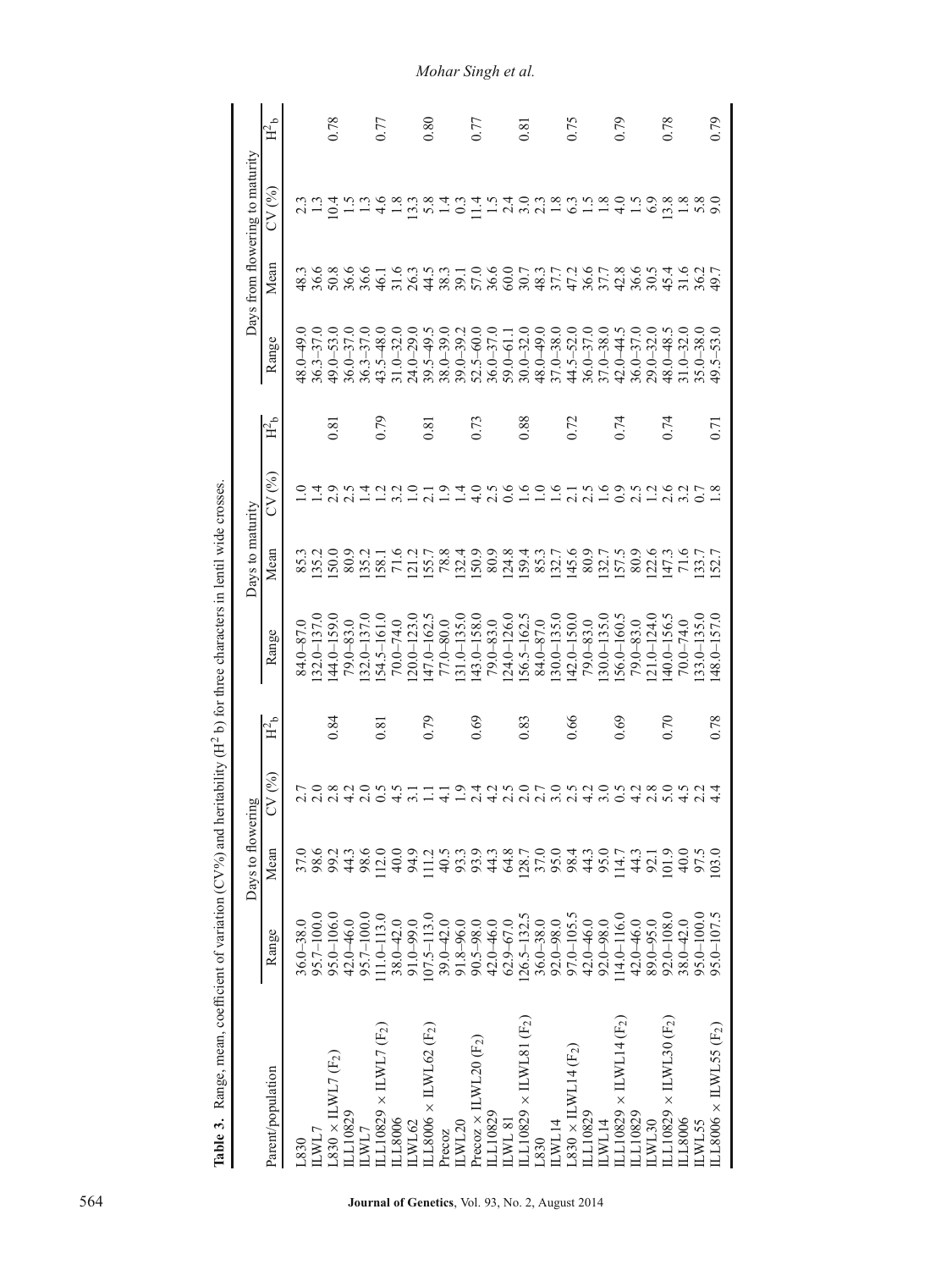**Table 3.** Range, mean, coefficient of variation (CV%) and heritability ($H^2$ b) for three characters in lentil wide crosses.

| Parent/population | Days to flowering | | | | Days to maturity | | | | Days from flowering to maturity | | | |
|---|---|---|---|---|---|---|---|---|---|---|---|---|
| | Range | Mean | CV (%) | $H^2_b$ | Range | Mean | CV (%) | $H^2_b$ | Range | Mean | CV (%) | $H^2_b$ |
| L830 | 36.0–38.0 | 37.0 | 2.7 | | 84.0–87.0 | 85.3 | 1.0 | | 48.0–49.0 | 48.3 | 2.3 | |
| ILWL7 | 95.7–100.0 | 98.6 | 2.0 | | 132.0–137.0 | 135.2 | 1.4 | | 36.3–37.0 | 36.6 | 1.3 | |
| L830 × ILWL7 ($F_2$) | 95.0–106.0 | 99.2 | 2.8 | 0.84 | 144.0–159.0 | 150.0 | 2.9 | 0.81 | 49.0–53.0 | 50.8 | 10.4 | 0.78 |
| ILL10829 | 42.0–46.0 | 44.3 | 4.2 | | 79.0–83.0 | 80.9 | 2.5 | | 36.0–37.0 | 36.6 | 1.5 | |
| ILWL7 | 95.7–100.0 | 98.6 | 2.0 | | 132.0–137.0 | 135.2 | 1.4 | | 36.3–37.0 | 36.6 | 1.3 | |
| ILL10829 × ILWL7 ($F_2$) | 111.0–113.0 | 112.0 | 0.5 | 0.81 | 154.5–161.0 | 158.1 | 1.2 | 0.79 | 43.5–48.0 | 46.1 | 4.6 | 0.77 |
| ILL8006 | 38.0–42.0 | 40.0 | 4.5 | | 70.0–74.0 | 71.6 | 3.2 | | 31.0–32.0 | 31.6 | 1.8 | |
| ILWL62 | 91.0–99.0 | 94.9 | 3.1 | | 120.0–123.0 | 121.2 | 1.0 | | 24.0–29.0 | 26.3 | 13.3 | |
| ILL8006 × ILWL62 ($F_2$) | 107.5–113.0 | 111.2 | 1.1 | 0.79 | 147.0–162.5 | 155.7 | 2.1 | 0.81 | 39.5–49.5 | 44.5 | 5.8 | 0.80 |
| Precoz | 39.0–42.0 | 40.5 | 4.1 | | 77.0–80.0 | 78.8 | 1.9 | | 38.0–39.0 | 38.3 | 1.4 | |
| ILWL20 | 91.8–96.0 | 93.3 | 1.9 | | 131.0–135.0 | 132.4 | 1.4 | | 39.0–39.2 | 39.1 | 0.3 | |
| Precoz × ILWL20 ($F_2$) | 90.5–98.0 | 93.9 | 2.4 | 0.69 | 143.0–158.0 | 150.9 | 4.0 | 0.73 | 52.5–60.0 | 57.0 | 11.4 | 0.77 |
| ILL10829 | 42.0–46.0 | 44.3 | 4.2 | | 79.0–83.0 | 80.9 | 2.5 | | 36.0–37.0 | 36.6 | 1.5 | |
| ILWL 81 | 62.9–67.0 | 64.8 | 2.5 | | 124.0–126.0 | 124.8 | 0.6 | | 59.0–61.1 | 60.0 | 2.4 | |
| ILL10829 × ILWL81 ($F_2$) | 126.5–132.5 | 128.7 | 2.0 | 0.83 | 156.5–162.5 | 159.4 | 1.6 | 0.88 | 30.0–32.0 | 30.7 | 3.0 | 0.81 |
| L830 | 36.0–38.0 | 37.0 | 2.7 | | 84.0–87.0 | 85.3 | 1.0 | | 48.0–49.0 | 48.3 | 2.3 | |
| ILWL14 | 92.0–98.0 | 95.0 | 3.0 | | 130.0–135.0 | 132.7 | 1.6 | | 37.0–38.0 | 37.7 | 1.8 | |
| L830 × ILWL14 ($F_2$) | 97.0–105.5 | 98.4 | 2.5 | 0.66 | 142.0–150.0 | 145.6 | 2.1 | 0.72 | 44.5–52.0 | 47.2 | 6.3 | 0.75 |
| ILL10829 | 42.0–46.0 | 44.3 | 4.2 | | 79.0–83.0 | 80.9 | 2.5 | | 36.0–37.0 | 36.6 | 1.5 | |
| ILWL14 | 92.0–98.0 | 95.0 | 3.0 | | 130.0–135.0 | 132.7 | 1.6 | | 37.0–38.0 | 37.7 | 1.8 | |
| ILL10829 × ILWL14 ($F_2$) | 114.0–116.0 | 114.7 | 0.5 | 0.69 | 156.0–160.5 | 157.5 | 0.9 | 0.74 | 42.0–44.5 | 42.8 | 4.0 | 0.79 |
| ILL10829 | 42.0–46.0 | 44.3 | 4.2 | | 79.0–83.0 | 80.9 | 2.5 | | 36.0–37.0 | 36.6 | 1.5 | |
| ILWL30 | 89.0–95.0 | 92.1 | 2.8 | | 121.0–124.0 | 122.6 | 1.2 | | 29.0–32.0 | 30.5 | 6.9 | |
| ILL10829 × ILWL30 ($F_2$) | 92.0–108.0 | 101.9 | 5.0 | 0.70 | 140.0–156.5 | 147.3 | 2.6 | 0.74 | 48.0–48.5 | 45.4 | 13.8 | 0.78 |
| ILL8006 | 38.0–42.0 | 40.0 | 4.5 | | 70.0–74.0 | 71.6 | 3.2 | | 31.0–32.0 | 31.6 | 1.8 | |
| ILWL55 | 95.0–100.0 | 97.5 | 2.2 | | 133.0–135.0 | 133.7 | 0.7 | | 35.0–38.0 | 36.2 | 5.8 | |
| ILL8006 × ILWL55 ($F_2$) | 95.0–107.5 | 103.0 | 4.4 | 0.78 | 148.0–157.0 | 152.7 | 1.8 | 0.71 | 49.5–53.0 | 49.7 | 9.0 | 0.79 |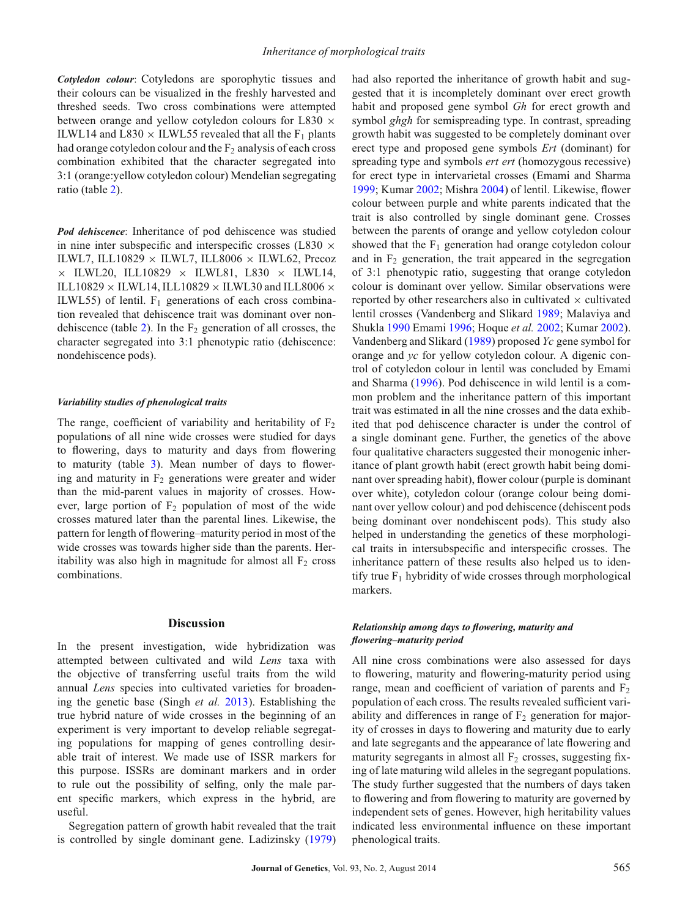***Cotyledon colour***: Cotyledons are sporophytic tissues and their colours can be visualized in the freshly harvested and threshed seeds. Two cross combinations were attempted between orange and yellow cotyledon colours for L830 × ILWL14 and L830 × ILWL55 revealed that all the $F_1$ plants had orange cotyledon colour and the $F_2$ analysis of each cross combination exhibited that the character segregated into 3:1 (orange:yellow cotyledon colour) Mendelian segregating ratio (table 2).

***Pod dehiscence***: Inheritance of pod dehiscence was studied in nine inter subspecific and interspecific crosses (L830 × ILWL7, ILL10829 × ILWL7, ILL8006 × ILWL62, Precoz × ILWL20, ILL10829 × ILWL81, L830 × ILWL14, ILL10829 × ILWL14, ILL10829 × ILWL30 and ILL8006 × ILWL55) of lentil. $F_1$ generations of each cross combination revealed that dehiscence trait was dominant over nondehiscence (table 2). In the $F_2$ generation of all crosses, the character segregated into 3:1 phenotypic ratio (dehiscence: nondehiscence pods).

### *Variability studies of phenological traits*

The range, coefficient of variability and heritability of $F_2$ populations of all nine wide crosses were studied for days to flowering, days to maturity and days from flowering to maturity (table 3). Mean number of days to flowering and maturity in $F_2$ generations were greater and wider than the mid-parent values in majority of crosses. However, large portion of $F_2$ population of most of the wide crosses matured later than the parental lines. Likewise, the pattern for length of flowering–maturity period in most of the wide crosses was towards higher side than the parents. Heritability was also high in magnitude for almost all $F_2$ cross combinations.

## Discussion

In the present investigation, wide hybridization was attempted between cultivated and wild *Lens* taxa with the objective of transferring useful traits from the wild annual *Lens* species into cultivated varieties for broadening the genetic base (Singh *et al.* 2013). Establishing the true hybrid nature of wide crosses in the beginning of an experiment is very important to develop reliable segregating populations for mapping of genes controlling desirable trait of interest. We made use of ISSR markers for this purpose. ISSRs are dominant markers and in order to rule out the possibility of selfing, only the male parent specific markers, which express in the hybrid, are useful.

Segregation pattern of growth habit revealed that the trait is controlled by single dominant gene. Ladizinsky (1979) had also reported the inheritance of growth habit and suggested that it is incompletely dominant over erect growth habit and proposed gene symbol *Gh* for erect growth and symbol *ghgh* for semispreading type. In contrast, spreading growth habit was suggested to be completely dominant over erect type and proposed gene symbols *Ert* (dominant) for spreading type and symbols *ert ert* (homozygous recessive) for erect type in intervarietal crosses (Emami and Sharma 1999; Kumar 2002; Mishra 2004) of lentil. Likewise, flower colour between purple and white parents indicated that the trait is also controlled by single dominant gene. Crosses between the parents of orange and yellow cotyledon colour showed that the $F_1$ generation had orange cotyledon colour and in $F_2$ generation, the trait appeared in the segregation of 3:1 phenotypic ratio, suggesting that orange cotyledon colour is dominant over yellow. Similar observations were reported by other researchers also in cultivated × cultivated lentil crosses (Vandenberg and Slikard 1989; Malaviya and Shukla 1990 Emami 1996; Hoque *et al.* 2002; Kumar 2002). Vandenberg and Slikard (1989) proposed *Yc* gene symbol for orange and *yc* for yellow cotyledon colour. A digenic control of cotyledon colour in lentil was concluded by Emami and Sharma (1996). Pod dehiscence in wild lentil is a common problem and the inheritance pattern of this important trait was estimated in all the nine crosses and the data exhibited that pod dehiscence character is under the control of a single dominant gene. Further, the genetics of the above four qualitative characters suggested their monogenic inheritance of plant growth habit (erect growth habit being dominant over spreading habit), flower colour (purple is dominant over white), cotyledon colour (orange colour being dominant over yellow colour) and pod dehiscence (dehiscent pods being dominant over nondehiscent pods). This study also helped in understanding the genetics of these morphological traits in intersubspecific and interspecific crosses. The inheritance pattern of these results also helped us to identify true $F_1$ hybridity of wide crosses through morphological markers.

### *Relationship among days to flowering, maturity and flowering–maturity period*

All nine cross combinations were also assessed for days to flowering, maturity and flowering-maturity period using range, mean and coefficient of variation of parents and $F_2$ population of each cross. The results revealed sufficient variability and differences in range of $F_2$ generation for majority of crosses in days to flowering and maturity due to early and late segregants and the appearance of late flowering and maturity segregants in almost all $F_2$ crosses, suggesting fixing of late maturing wild alleles in the segregant populations. The study further suggested that the numbers of days taken to flowering and from flowering to maturity are governed by independent sets of genes. However, high heritability values indicated less environmental influence on these important phenological traits.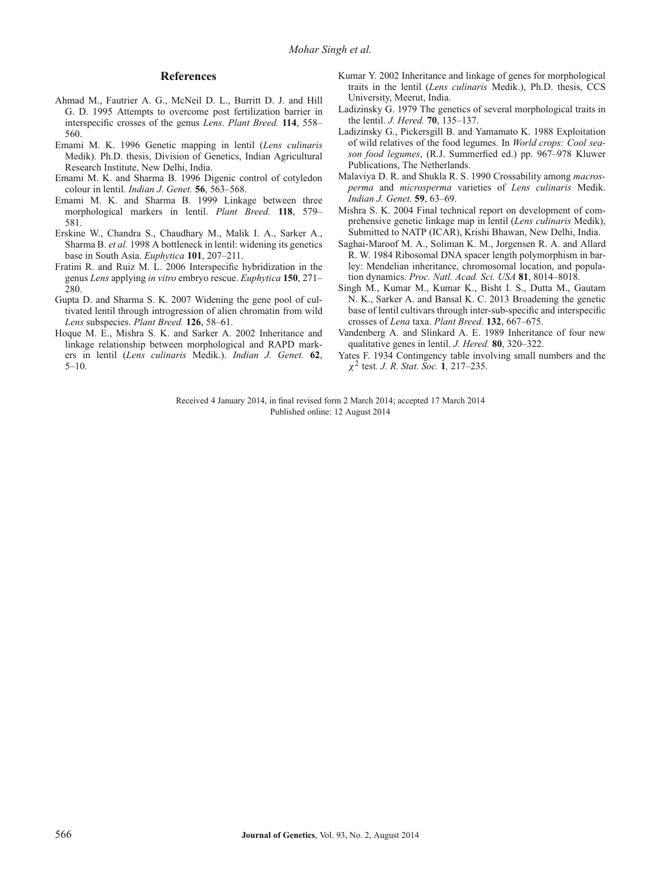## References

Ahmad M., Fautrier A. G., McNeil D. L., Burritt D. J. and Hill G. D. 1995 Attempts to overcome post fertilization barrier in interspecific crosses of the genus *Lens*. *Plant Breed.* **114**, 558–560.

Emami M. K. 1996 Genetic mapping in lentil (*Lens culinaris* Medik). Ph.D. thesis, Division of Genetics, Indian Agricultural Research Institute, New Delhi, India.

Emami M. K. and Sharma B. 1996 Digenic control of cotyledon colour in lentil. *Indian J. Genet.* **56**, 563–568.

Emami M. K. and Sharma B. 1999 Linkage between three morphological markers in lentil. *Plant Breed.* **118**, 579–581.

Erskine W., Chandra S., Chaudhary M., Malik I. A., Sarker A., Sharma B. *et al.* 1998 A bottleneck in lentil: widening its genetics base in South Asia. *Euphytica* **101**, 207–211.

Fratini R. and Ruiz M. L. 2006 Interspecific hybridization in the genus *Lens* applying *in vitro* embryo rescue. *Euphytica* **150**, 271–280.

Gupta D. and Sharma S. K. 2007 Widening the gene pool of cultivated lentil through introgression of alien chromatin from wild *Lens* subspecies. *Plant Breed.* **126**, 58–61.

Hoque M. E., Mishra S. K. and Sarker A. 2002 Inheritance and linkage relationship between morphological and RAPD markers in lentil (*Lens culinaris* Medik.). *Indian J. Genet.* **62**, 5–10.

Kumar Y. 2002 Inheritance and linkage of genes for morphological traits in the lentil (*Lens culinaris* Medik.), Ph.D. thesis, CCS University, Meerut, India.

Ladizinsky G. 1979 The genetics of several morphological traits in the lentil. *J. Hered.* **70**, 135–137.

Ladizinsky G., Pickersgill B. and Yamamato K. 1988 Exploitation of wild relatives of the food legumes. In *World crops: Cool season food legumes*, (R.J. Summerfied ed.) pp. 967–978 Kluwer Publications, The Netherlands.

Malaviya D. R. and Shukla R. S. 1990 Crossability among *macrosperma* and *microsperma* varieties of *Lens culinaris* Medik. *Indian J. Genet.* **59**, 63–69.

Mishra S. K. 2004 Final technical report on development of comprehensive genetic linkage map in lentil (*Lens culinaris* Medik), Submitted to NATP (ICAR), Krishi Bhawan, New Delhi, India.

Saghai-Maroof M. A., Soliman K. M., Jorgensen R. A. and Allard R. W. 1984 Ribosomal DNA spacer length polymorphism in barley: Mendelian inheritance, chromosomal location, and population dynamics. *Proc. Natl. Acad. Sci. USA* **81**, 8014–8018.

Singh M., Kumar M., Kumar K., Bisht I. S., Dutta M., Gautam N. K., Sarker A. and Bansal K. C. 2013 Broadening the genetic base of lentil cultivars through inter-sub-specific and interspecific crosses of *Lena* taxa. *Plant Breed.* **132**, 667–675.

Vandenberg A. and Slinkard A. E. 1989 Inheritance of four new qualitative genes in lentil. *J. Hered.* **80**, 320–322.

Yates F. 1934 Contingency table involving small numbers and the $\chi^2$ test. *J. R. Stat. Soc.* **1***,* 217–235.

Received 4 January 2014, in final revised form 2 March 2014; accepted 17 March 2014
Published online: 12 August 2014